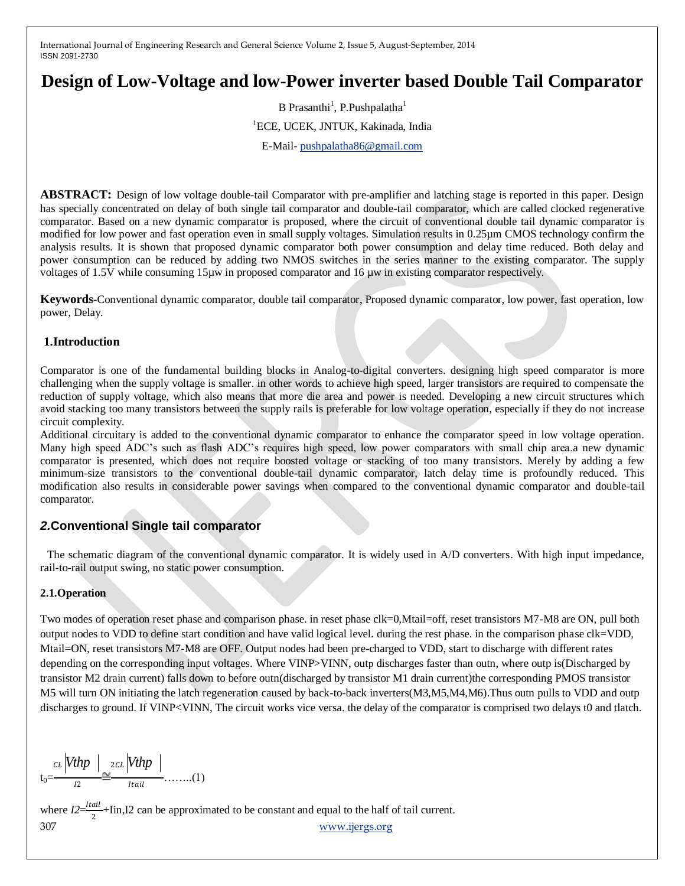# Design of Low-Voltage and low-Power inverter based Double Tail Comparator

B Prasanthi[1], P.Pushpalatha[1]

[1]ECE, UCEK, JNTUK, Kakinada, India

E-Mail- pushpalatha86@gmail.com

**ABSTRACT:** Design of low voltage double-tail Comparator with pre-amplifier and latching stage is reported in this paper. Design has specially concentrated on delay of both single tail comparator and double-tail comparator, which are called clocked regenerative comparator. Based on a new dynamic comparator is proposed, where the circuit of conventional double tail dynamic comparator is modified for low power and fast operation even in small supply voltages. Simulation results in 0.25μm CMOS technology confirm the analysis results. It is shown that proposed dynamic comparator both power consumption and delay time reduced. Both delay and power consumption can be reduced by adding two NMOS switches in the series manner to the existing comparator. The supply voltages of 1.5V while consuming 15μw in proposed comparator and 16 μw in existing comparator respectively.

**Keywords**-Conventional dynamic comparator, double tail comparator, Proposed dynamic comparator, low power, fast operation, low power, Delay.

## 1.Introduction

Comparator is one of the fundamental building blocks in Analog-to-digital converters. designing high speed comparator is more challenging when the supply voltage is smaller. in other words to achieve high speed, larger transistors are required to compensate the reduction of supply voltage, which also means that more die area and power is needed. Developing a new circuit structures which avoid stacking too many transistors between the supply rails is preferable for low voltage operation, especially if they do not increase circuit complexity.

Additional circuitary is added to the conventional dynamic comparator to enhance the comparator speed in low voltage operation. Many high speed ADC's such as flash ADC's requires high speed, low power comparators with small chip area.a new dynamic comparator is presented, which does not require boosted voltage or stacking of too many transistors. Merely by adding a few minimum-size transistors to the conventional double-tail dynamic comparator, latch delay time is profoundly reduced. This modification also results in considerable power savings when compared to the conventional dynamic comparator and double-tail comparator.

## *2.*Conventional Single tail comparator

The schematic diagram of the conventional dynamic comparator. It is widely used in A/D converters. With high input impedance, rail-to-rail output swing, no static power consumption.

### 2.1.Operation

Two modes of operation reset phase and comparison phase. in reset phase clk=0,Mtail=off, reset transistors M7-M8 are ON, pull both output nodes to VDD to define start condition and have valid logical level. during the rest phase. in the comparison phase clk=VDD, Mtail=ON, reset transistors M7-M8 are OFF. Output nodes had been pre-charged to VDD, start to discharge with different rates depending on the corresponding input voltages. Where VINP>VINN, outp discharges faster than outn, where outp is(Discharged by transistor M2 drain current) falls down to before outn(discharged by transistor M1 drain current)the corresponding PMOS transistor M5 will turn ON initiating the latch regeneration caused by back-to-back inverters(M3,M5,M4,M6).Thus outn pulls to VDD and outp discharges to ground. If VINP<VINN, The circuit works vice versa. the delay of the comparator is comprised two delays t0 and tlatch.

$$t_0=\frac{C_L\left|V_{thp}\right|}{I_2}\cong\frac{2C_L\left|V_{thp}\right|}{I_{tail}}\text{........(1)}$$

where $I2=\frac{I_{tail}}{2}+\text{Iin}$,I2 can be approximated to be constant and equal to the half of tail current.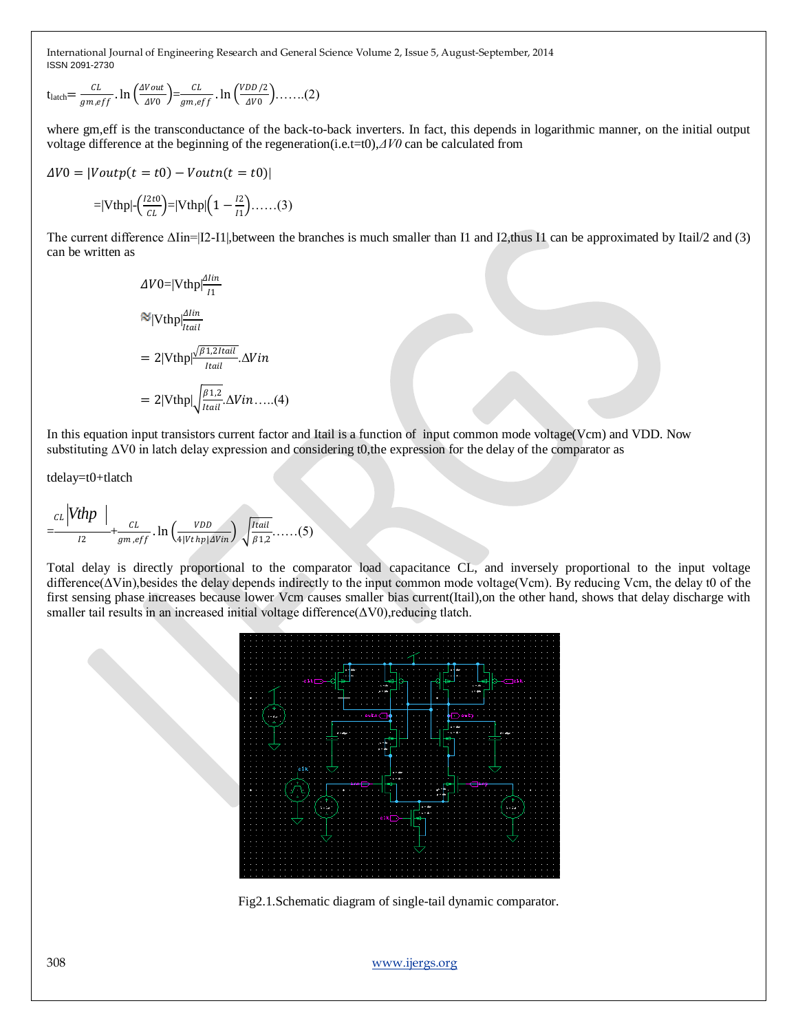$$t_{latch} = \frac{CL}{gm,eff} . \ln\left(\frac{\Delta Vout}{\Delta V0}\right) = \frac{CL}{gm,eff} . \ln\left(\frac{VDD/2}{\Delta V0}\right) \ldots\ldots.(2)$$

where gm,eff is the transconductance of the back-to-back inverters. In fact, this depends in logarithmic manner, on the initial output voltage difference at the beginning of the regeneration(i.e.t=t0),$\Delta V0$ can be calculated from

$$\Delta V0 = |Voutp(t = t0) - Voutn(t = t0)|$$

$$=|Vthp| - \left(\frac{I2\,t0}{CL}\right) = |Vthp|\left(1 - \frac{I2}{I1}\right) \ldots\ldots(3)$$

The current difference $\Delta Iin=|I2-I1|$,between the branches is much smaller than I1 and I2,thus I1 can be approximated by Itail/2 and (3) can be written as

$$\Delta V0 = |Vthp|\frac{\Delta Iin}{I1}$$

$$\approx |Vthp|\frac{\Delta Iin}{Itail}$$

$$= 2|Vthp|\frac{\sqrt{\beta 1{,}2\, Itail}}{Itail}.\Delta Vin$$

$$= 2|Vthp|\sqrt{\frac{\beta 1{,}2}{Itail}}.\Delta Vin \ldots..(4)$$

In this equation input transistors current factor and Itail is a function of input common mode voltage(Vcm) and VDD. Now substituting $\Delta V0$ in latch delay expression and considering t0,the expression for the delay of the comparator as

tdelay=t0+tlatch

$$= \frac{CL\,|Vthp|}{I2} + \frac{CL}{gm,eff} . \ln\left(\frac{VDD}{4|Vthp|\Delta Vin}\right)\sqrt{\frac{Itail}{\beta 1{,}2}} \ldots\ldots(5)$$

Total delay is directly proportional to the comparator load capacitance CL, and inversely proportional to the input voltage difference($\Delta Vin$),besides the delay depends indirectly to the input common mode voltage(Vcm). By reducing Vcm, the delay t0 of the first sensing phase increases because lower Vcm causes smaller bias current(Itail),on the other hand, shows that delay discharge with smaller tail results in an increased initial voltage difference($\Delta V0$),reducing tlatch.

Fig2.1.Schematic diagram of single-tail dynamic comparator.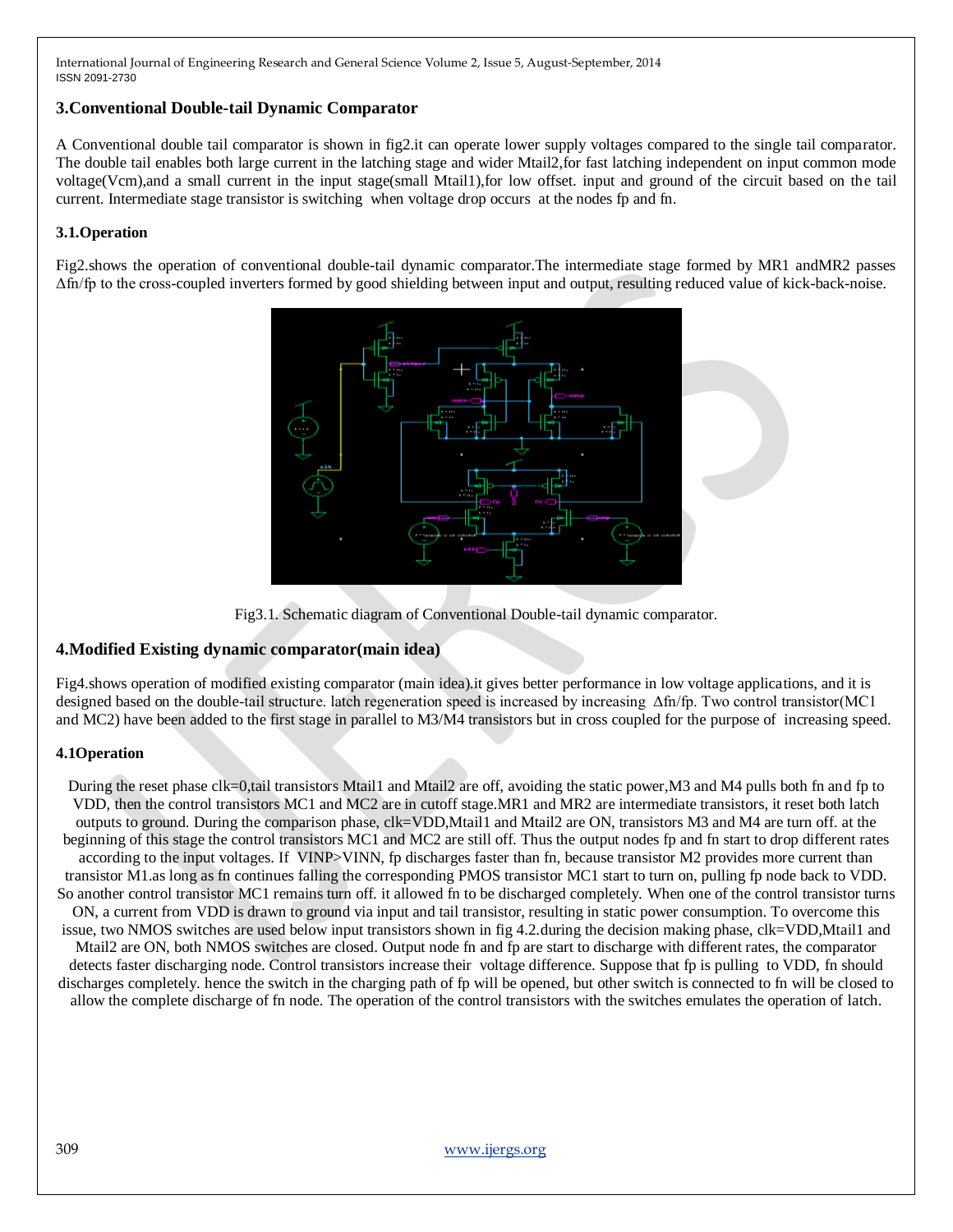## 3.Conventional Double-tail Dynamic Comparator

A Conventional double tail comparator is shown in fig2.it can operate lower supply voltages compared to the single tail comparator. The double tail enables both large current in the latching stage and wider Mtail2,for fast latching independent on input common mode voltage(Vcm),and a small current in the input stage(small Mtail1),for low offset. input and ground of the circuit based on the tail current. Intermediate stage transistor is switching when voltage drop occurs at the nodes fp and fn.

### 3.1.Operation

Fig2.shows the operation of conventional double-tail dynamic comparator.The intermediate stage formed by MR1 andMR2 passes Δfn/fp to the cross-coupled inverters formed by good shielding between input and output, resulting reduced value of kick-back-noise.

Fig3.1. Schematic diagram of Conventional Double-tail dynamic comparator.

## 4.Modified Existing dynamic comparator(main idea)

Fig4.shows operation of modified existing comparator (main idea).it gives better performance in low voltage applications, and it is designed based on the double-tail structure. latch regeneration speed is increased by increasing Δfn/fp. Two control transistor(MC1 and MC2) have been added to the first stage in parallel to M3/M4 transistors but in cross coupled for the purpose of increasing speed.

### 4.1Operation

During the reset phase clk=0,tail transistors Mtail1 and Mtail2 are off, avoiding the static power,M3 and M4 pulls both fn and fp to VDD, then the control transistors MC1 and MC2 are in cutoff stage.MR1 and MR2 are intermediate transistors, it reset both latch outputs to ground. During the comparison phase, clk=VDD,Mtail1 and Mtail2 are ON, transistors M3 and M4 are turn off. at the beginning of this stage the control transistors MC1 and MC2 are still off. Thus the output nodes fp and fn start to drop different rates according to the input voltages. If VINP>VINN, fp discharges faster than fn, because transistor M2 provides more current than transistor M1.as long as fn continues falling the corresponding PMOS transistor MC1 start to turn on, pulling fp node back to VDD. So another control transistor MC1 remains turn off. it allowed fn to be discharged completely. When one of the control transistor turns ON, a current from VDD is drawn to ground via input and tail transistor, resulting in static power consumption. To overcome this issue, two NMOS switches are used below input transistors shown in fig 4.2.during the decision making phase, clk=VDD,Mtail1 and Mtail2 are ON, both NMOS switches are closed. Output node fn and fp are start to discharge with different rates, the comparator detects faster discharging node. Control transistors increase their voltage difference. Suppose that fp is pulling to VDD, fn should discharges completely. hence the switch in the charging path of fp will be opened, but other switch is connected to fn will be closed to allow the complete discharge of fn node. The operation of the control transistors with the switches emulates the operation of latch.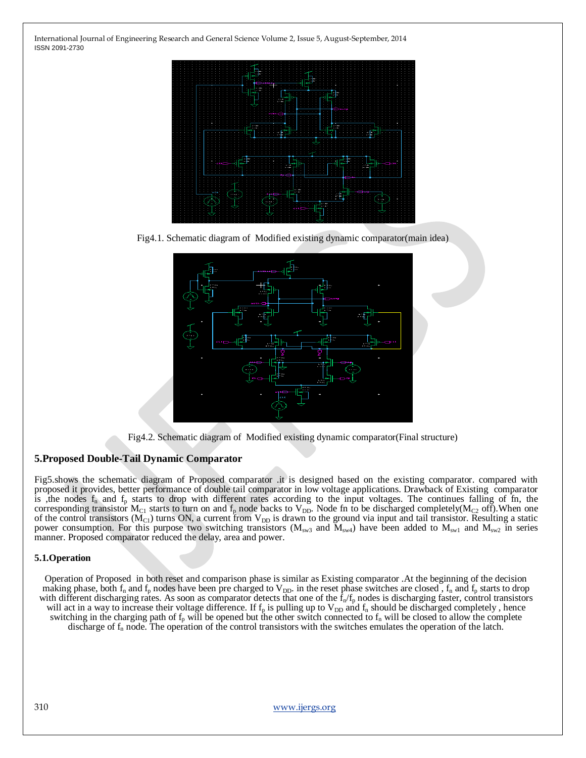Fig4.1. Schematic diagram of Modified existing dynamic comparator(main idea)

Fig4.2. Schematic diagram of Modified existing dynamic comparator(Final structure)

## 5.Proposed Double-Tail Dynamic Comparator

Fig5.shows the schematic diagram of Proposed comparator .it is designed based on the existing comparator. compared with proposed it provides, better performance of double tail comparator in low voltage applications. Drawback of Existing comparator is ,the nodes $f_n$ and $f_p$ starts to drop with different rates according to the input voltages. The continues falling of fn, the corresponding transistor $M_{C1}$ starts to turn on and $f_p$ node backs to $V_{DD}$. Node fn to be discharged completely($M_{C2}$ off).When one of the control transistors ($M_{C1}$) turns ON, a current from $V_{DD}$ is drawn to the ground via input and tail transistor. Resulting a static power consumption. For this purpose two switching transistors ($M_{sw3}$ and $M_{sw4}$) have been added to $M_{sw1}$ and $M_{sw2}$ in series manner. Proposed comparator reduced the delay, area and power.

### 5.1.Operation

Operation of Proposed in both reset and comparison phase is similar as Existing comparator .At the beginning of the decision making phase, both $f_n$ and $f_p$ nodes have been pre charged to $V_{DD}$. in the reset phase switches are closed , $f_n$ and $f_p$ starts to drop with different discharging rates. As soon as comparator detects that one of the $f_n/f_p$ nodes is discharging faster, control transistors will act in a way to increase their voltage difference. If $f_p$ is pulling up to $V_{DD}$ and $f_n$ should be discharged completely , hence switching in the charging path of $f_p$ will be opened but the other switch connected to $f_n$ will be closed to allow the complete discharge of $f_n$ node. The operation of the control transistors with the switches emulates the operation of the latch.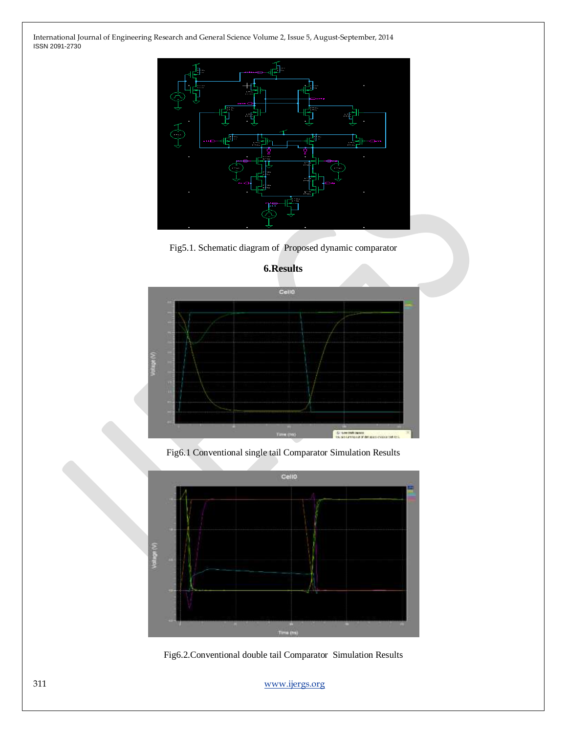Fig5.1. Schematic diagram of Proposed dynamic comparator

## 6.Results

Fig6.1 Conventional single tail Comparator Simulation Results

Fig6.2.Conventional double tail Comparator Simulation Results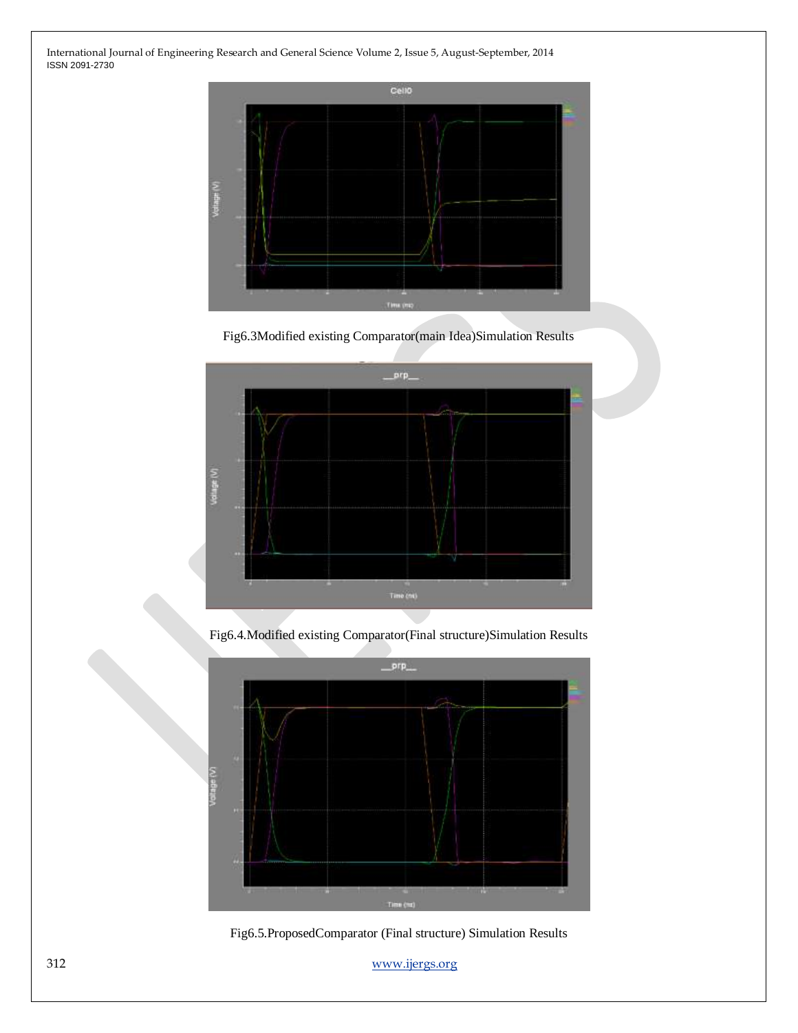Fig6.3Modified existing Comparator(main Idea)Simulation Results

Fig6.4.Modified existing Comparator(Final structure)Simulation Results

Fig6.5.ProposedComparator (Final structure) Simulation Results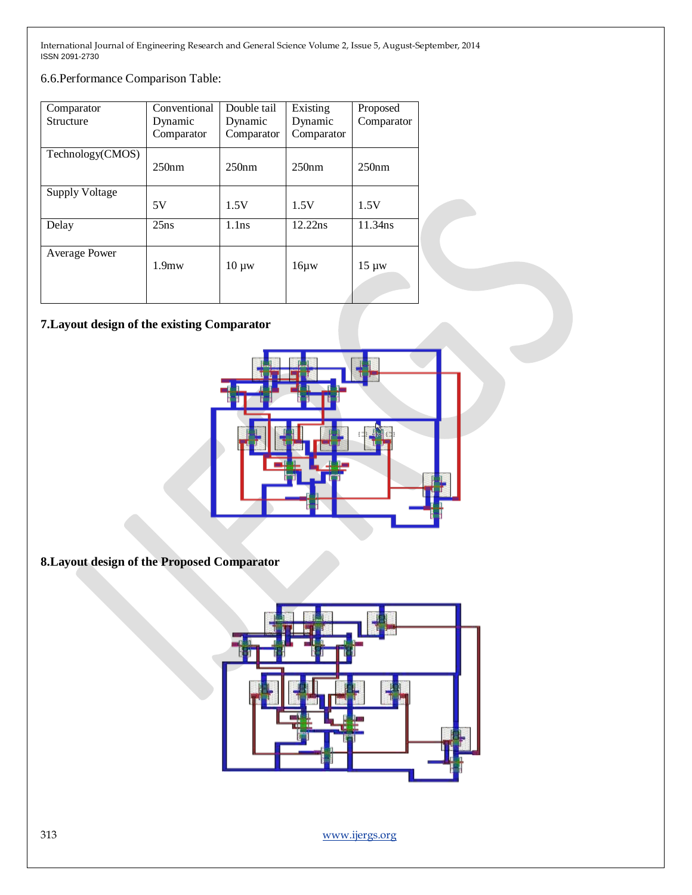6.6.Performance Comparison Table:

| Comparator Structure | Conventional Dynamic Comparator | Double tail Dynamic Comparator | Existing Dynamic Comparator | Proposed Comparator |
|---|---|---|---|---|
| Technology(CMOS) | 250nm | 250nm | 250nm | 250nm |
| Supply Voltage | 5V | 1.5V | 1.5V | 1.5V |
| Delay | 25ns | 1.1ns | 12.22ns | 11.34ns |
| Average Power | 1.9mw | 10 µw | 16µw | 15 µw |

## 7.Layout design of the existing Comparator

## 8.Layout design of the Proposed Comparator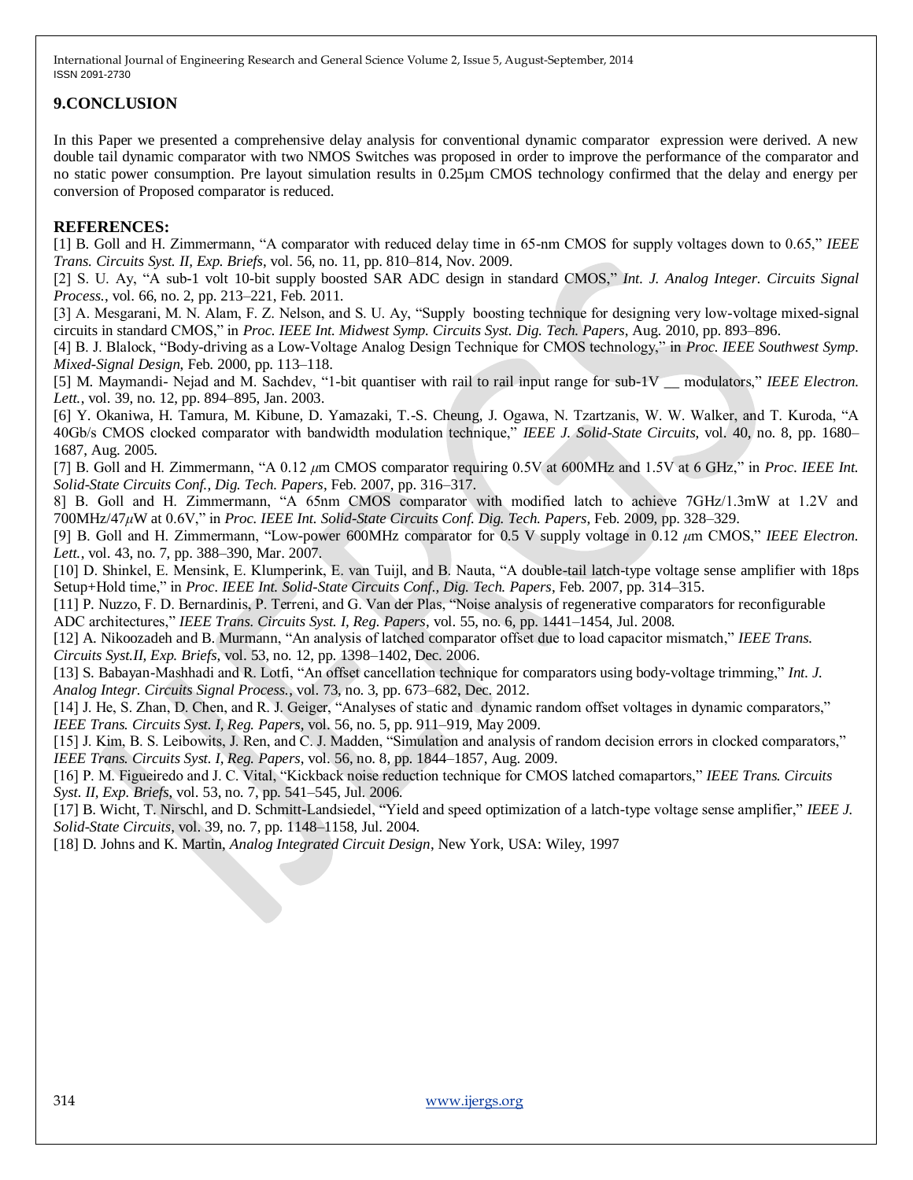## 9.CONCLUSION

In this Paper we presented a comprehensive delay analysis for conventional dynamic comparator expression were derived. A new double tail dynamic comparator with two NMOS Switches was proposed in order to improve the performance of the comparator and no static power consumption. Pre layout simulation results in 0.25μm CMOS technology confirmed that the delay and energy per conversion of Proposed comparator is reduced.

## REFERENCES:

[1] B. Goll and H. Zimmermann, "A comparator with reduced delay time in 65-nm CMOS for supply voltages down to 0.65," *IEEE Trans. Circuits Syst. II, Exp. Briefs*, vol. 56, no. 11, pp. 810–814, Nov. 2009.

[2] S. U. Ay, "A sub-1 volt 10-bit supply boosted SAR ADC design in standard CMOS," *Int. J. Analog Integer. Circuits Signal Process.*, vol. 66, no. 2, pp. 213–221, Feb. 2011.

[3] A. Mesgarani, M. N. Alam, F. Z. Nelson, and S. U. Ay, "Supply boosting technique for designing very low-voltage mixed-signal circuits in standard CMOS," in *Proc. IEEE Int. Midwest Symp. Circuits Syst. Dig. Tech. Papers*, Aug. 2010, pp. 893–896.

[4] B. J. Blalock, "Body-driving as a Low-Voltage Analog Design Technique for CMOS technology," in *Proc. IEEE Southwest Symp. Mixed-Signal Design*, Feb. 2000, pp. 113–118.

[5] M. Maymandi- Nejad and M. Sachdev, "1-bit quantiser with rail to rail input range for sub-1V __ modulators," *IEEE Electron. Lett.*, vol. 39, no. 12, pp. 894–895, Jan. 2003.

[6] Y. Okaniwa, H. Tamura, M. Kibune, D. Yamazaki, T.-S. Cheung, J. Ogawa, N. Tzartzanis, W. W. Walker, and T. Kuroda, "A 40Gb/s CMOS clocked comparator with bandwidth modulation technique," *IEEE J. Solid-State Circuits*, vol. 40, no. 8, pp. 1680–1687, Aug. 2005.

[7] B. Goll and H. Zimmermann, "A 0.12 μm CMOS comparator requiring 0.5V at 600MHz and 1.5V at 6 GHz," in *Proc. IEEE Int. Solid-State Circuits Conf., Dig. Tech. Papers*, Feb. 2007, pp. 316–317.

8] B. Goll and H. Zimmermann, "A 65nm CMOS comparator with modified latch to achieve 7GHz/1.3mW at 1.2V and 700MHz/47μW at 0.6V," in *Proc. IEEE Int. Solid-State Circuits Conf. Dig. Tech. Papers*, Feb. 2009, pp. 328–329.

[9] B. Goll and H. Zimmermann, "Low-power 600MHz comparator for 0.5 V supply voltage in 0.12 μm CMOS," *IEEE Electron. Lett.*, vol. 43, no. 7, pp. 388–390, Mar. 2007.

[10] D. Shinkel, E. Mensink, E. Klumperink, E. van Tuijl, and B. Nauta, "A double-tail latch-type voltage sense amplifier with 18ps Setup+Hold time," in *Proc. IEEE Int. Solid-State Circuits Conf., Dig. Tech. Papers*, Feb. 2007, pp. 314–315.

[11] P. Nuzzo, F. D. Bernardinis, P. Terreni, and G. Van der Plas, "Noise analysis of regenerative comparators for reconfigurable ADC architectures," *IEEE Trans. Circuits Syst. I, Reg. Papers*, vol. 55, no. 6, pp. 1441–1454, Jul. 2008.

[12] A. Nikoozadeh and B. Murmann, "An analysis of latched comparator offset due to load capacitor mismatch," *IEEE Trans. Circuits Syst.II, Exp. Briefs*, vol. 53, no. 12, pp. 1398–1402, Dec. 2006.

[13] S. Babayan-Mashhadi and R. Lotfi, "An offset cancellation technique for comparators using body-voltage trimming," *Int. J. Analog Integr. Circuits Signal Process.*, vol. 73, no. 3, pp. 673–682, Dec. 2012.

[14] J. He, S. Zhan, D. Chen, and R. J. Geiger, "Analyses of static and dynamic random offset voltages in dynamic comparators," *IEEE Trans. Circuits Syst. I, Reg. Papers*, vol. 56, no. 5, pp. 911–919, May 2009.

[15] J. Kim, B. S. Leibowits, J. Ren, and C. J. Madden, "Simulation and analysis of random decision errors in clocked comparators," *IEEE Trans. Circuits Syst. I, Reg. Papers*, vol. 56, no. 8, pp. 1844–1857, Aug. 2009.

[16] P. M. Figueiredo and J. C. Vital, "Kickback noise reduction technique for CMOS latched comapartors," *IEEE Trans. Circuits Syst. II, Exp. Briefs*, vol. 53, no. 7, pp. 541–545, Jul. 2006.

[17] B. Wicht, T. Nirschl, and D. Schmitt-Landsiedel, "Yield and speed optimization of a latch-type voltage sense amplifier," *IEEE J. Solid-State Circuits*, vol. 39, no. 7, pp. 1148–1158, Jul. 2004.

[18] D. Johns and K. Martin, *Analog Integrated Circuit Design*, New York, USA: Wiley, 1997